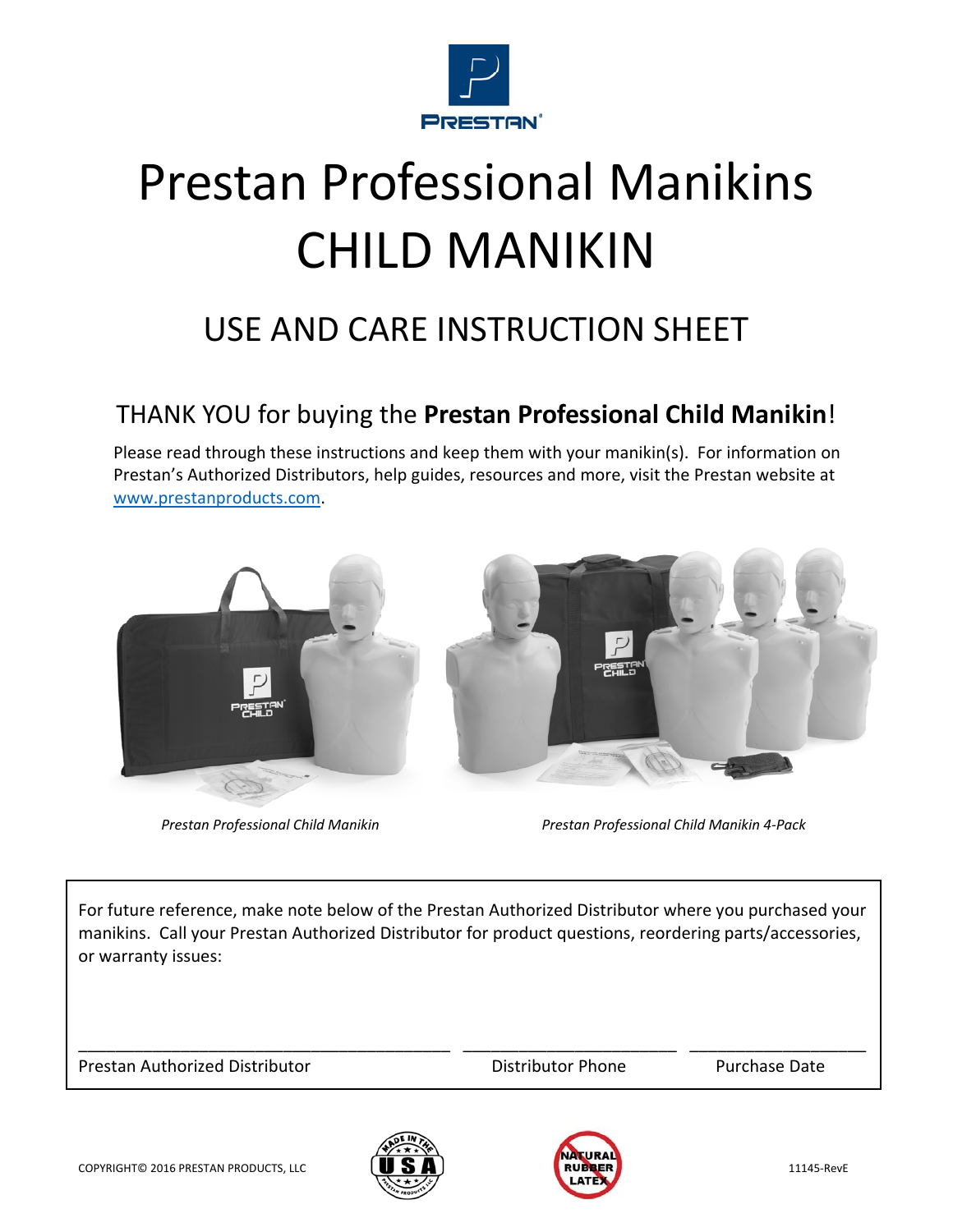# Prestan Professional Manikins
# CHILD MANIKIN

## USE AND CARE INSTRUCTION SHEET

### THANK YOU for buying the **Prestan Professional Child Manikin**!

Please read through these instructions and keep them with your manikin(s). For information on Prestan's Authorized Distributors, help guides, resources and more, visit the Prestan website at www.prestanproducts.com.

*Prestan Professional Child Manikin*

*Prestan Professional Child Manikin 4-Pack*

For future reference, make note below of the Prestan Authorized Distributor where you purchased your manikins. Call your Prestan Authorized Distributor for product questions, reordering parts/accessories, or warranty issues:

| ______________________________ | ____________________ | ________________ |
| --- | --- | --- |
| Prestan Authorized Distributor | Distributor Phone | Purchase Date |

COPYRIGHT© 2016 PRESTAN PRODUCTS, LLC

11145-RevE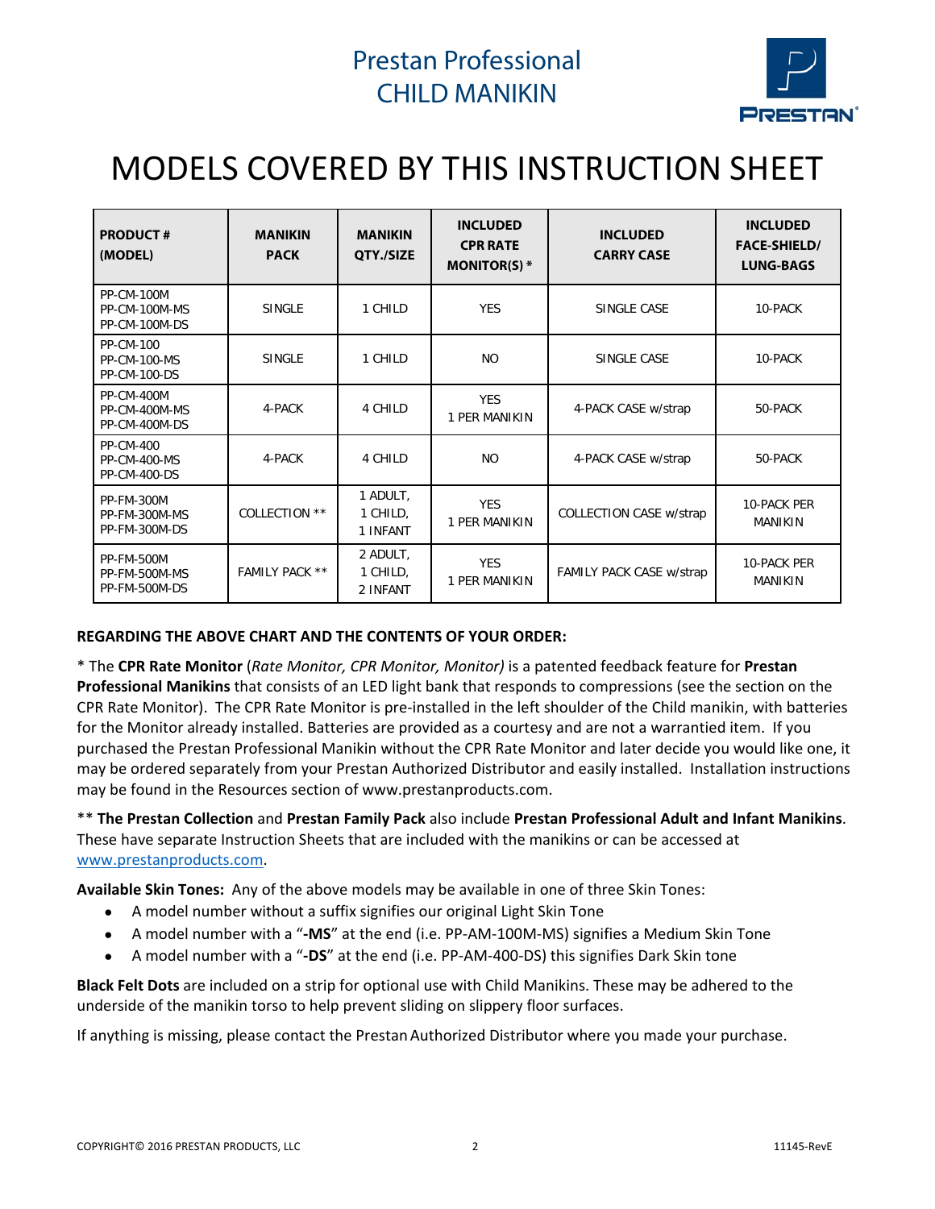# Prestan Professional CHILD MANIKIN

# MODELS COVERED BY THIS INSTRUCTION SHEET

| PRODUCT # (MODEL) | MANIKIN PACK | MANIKIN QTY./SIZE | INCLUDED CPR RATE MONITOR(S) * | INCLUDED CARRY CASE | INCLUDED FACE-SHIELD/ LUNG-BAGS |
|---|---|---|---|---|---|
| PP-CM-100M<br>PP-CM-100M-MS<br>PP-CM-100M-DS | SINGLE | 1 CHILD | YES | SINGLE CASE | 10-PACK |
| PP-CM-100<br>PP-CM-100-MS<br>PP-CM-100-DS | SINGLE | 1 CHILD | NO | SINGLE CASE | 10-PACK |
| PP-CM-400M<br>PP-CM-400M-MS<br>PP-CM-400M-DS | 4-PACK | 4 CHILD | YES<br>1 PER MANIKIN | 4-PACK CASE w/strap | 50-PACK |
| PP-CM-400<br>PP-CM-400-MS<br>PP-CM-400-DS | 4-PACK | 4 CHILD | NO | 4-PACK CASE w/strap | 50-PACK |
| PP-FM-300M<br>PP-FM-300M-MS<br>PP-FM-300M-DS | COLLECTION ** | 1 ADULT,<br>1 CHILD,<br>1 INFANT | YES<br>1 PER MANIKIN | COLLECTION CASE w/strap | 10-PACK PER MANIKIN |
| PP-FM-500M<br>PP-FM-500M-MS<br>PP-FM-500M-DS | FAMILY PACK ** | 2 ADULT,<br>1 CHILD,<br>2 INFANT | YES<br>1 PER MANIKIN | FAMILY PACK CASE w/strap | 10-PACK PER MANIKIN |

**REGARDING THE ABOVE CHART AND THE CONTENTS OF YOUR ORDER:**

* The **CPR Rate Monitor** (*Rate Monitor, CPR Monitor, Monitor)* is a patented feedback feature for **Prestan Professional Manikins** that consists of an LED light bank that responds to compressions (see the section on the CPR Rate Monitor). The CPR Rate Monitor is pre-installed in the left shoulder of the Child manikin, with batteries for the Monitor already installed. Batteries are provided as a courtesy and are not a warrantied item. If you purchased the Prestan Professional Manikin without the CPR Rate Monitor and later decide you would like one, it may be ordered separately from your Prestan Authorized Distributor and easily installed. Installation instructions may be found in the Resources section of www.prestanproducts.com.

** **The Prestan Collection** and **Prestan Family Pack** also include **Prestan Professional Adult and Infant Manikins**. These have separate Instruction Sheets that are included with the manikins or can be accessed at www.prestanproducts.com.

**Available Skin Tones:** Any of the above models may be available in one of three Skin Tones:

- A model number without a suffix signifies our original Light Skin Tone
- A model number with a "**-MS**" at the end (i.e. PP-AM-100M-MS) signifies a Medium Skin Tone
- A model number with a "**-DS**" at the end (i.e. PP-AM-400-DS) this signifies Dark Skin tone

**Black Felt Dots** are included on a strip for optional use with Child Manikins. These may be adhered to the underside of the manikin torso to help prevent sliding on slippery floor surfaces.

If anything is missing, please contact the Prestan Authorized Distributor where you made your purchase.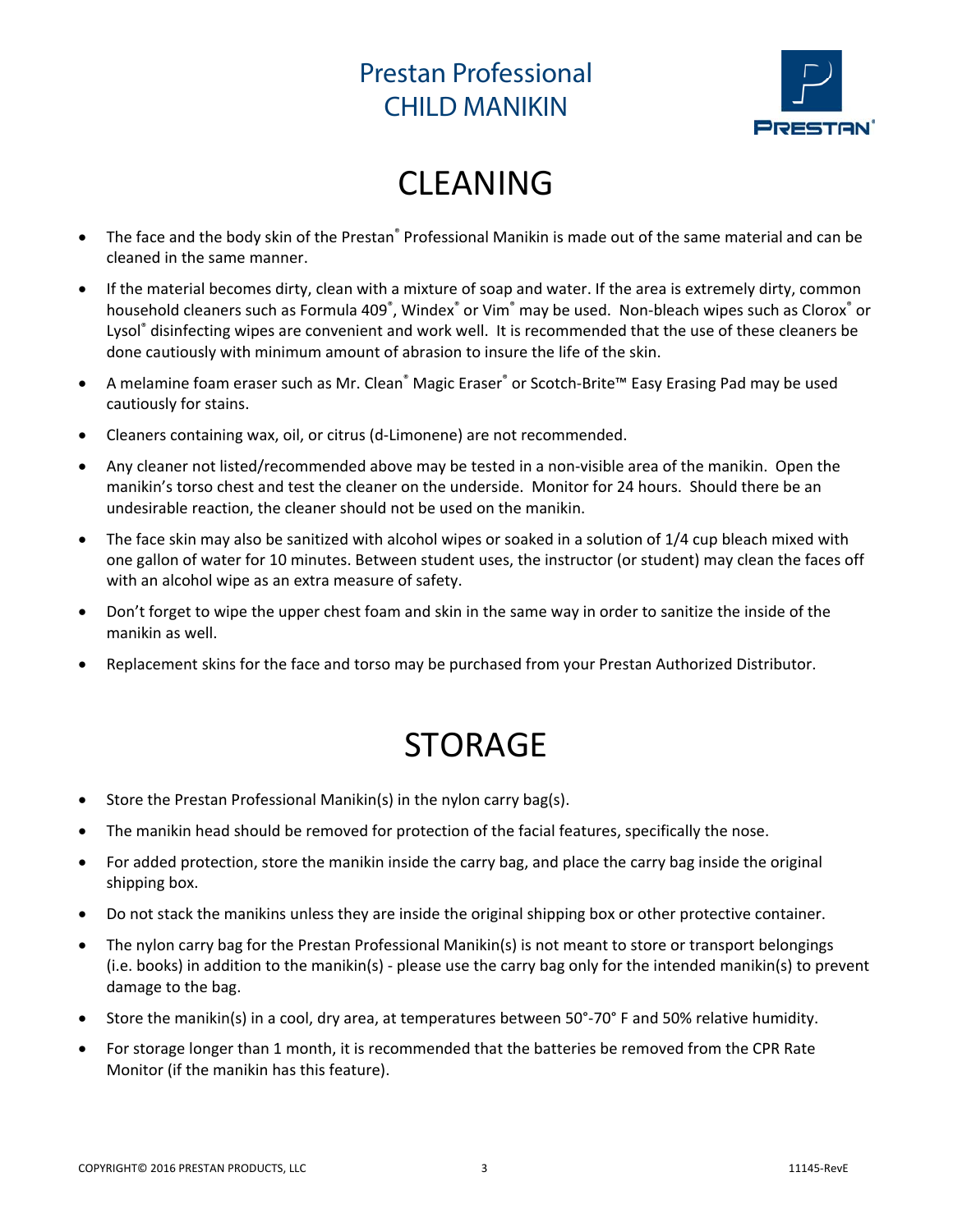# Prestan Professional CHILD MANIKIN

## CLEANING

- The face and the body skin of the Prestan® Professional Manikin is made out of the same material and can be cleaned in the same manner.
- If the material becomes dirty, clean with a mixture of soap and water. If the area is extremely dirty, common household cleaners such as Formula 409®, Windex® or Vim® may be used. Non-bleach wipes such as Clorox® or Lysol® disinfecting wipes are convenient and work well. It is recommended that the use of these cleaners be done cautiously with minimum amount of abrasion to insure the life of the skin.
- A melamine foam eraser such as Mr. Clean® Magic Eraser® or Scotch-Brite™ Easy Erasing Pad may be used cautiously for stains.
- Cleaners containing wax, oil, or citrus (d-Limonene) are not recommended.
- Any cleaner not listed/recommended above may be tested in a non-visible area of the manikin. Open the manikin's torso chest and test the cleaner on the underside. Monitor for 24 hours. Should there be an undesirable reaction, the cleaner should not be used on the manikin.
- The face skin may also be sanitized with alcohol wipes or soaked in a solution of 1/4 cup bleach mixed with one gallon of water for 10 minutes. Between student uses, the instructor (or student) may clean the faces off with an alcohol wipe as an extra measure of safety.
- Don't forget to wipe the upper chest foam and skin in the same way in order to sanitize the inside of the manikin as well.
- Replacement skins for the face and torso may be purchased from your Prestan Authorized Distributor.

## STORAGE

- Store the Prestan Professional Manikin(s) in the nylon carry bag(s).
- The manikin head should be removed for protection of the facial features, specifically the nose.
- For added protection, store the manikin inside the carry bag, and place the carry bag inside the original shipping box.
- Do not stack the manikins unless they are inside the original shipping box or other protective container.
- The nylon carry bag for the Prestan Professional Manikin(s) is not meant to store or transport belongings (i.e. books) in addition to the manikin(s) - please use the carry bag only for the intended manikin(s) to prevent damage to the bag.
- Store the manikin(s) in a cool, dry area, at temperatures between 50°-70° F and 50% relative humidity.
- For storage longer than 1 month, it is recommended that the batteries be removed from the CPR Rate Monitor (if the manikin has this feature).

COPYRIGHT© 2016 PRESTAN PRODUCTS, LLC 11145-RevE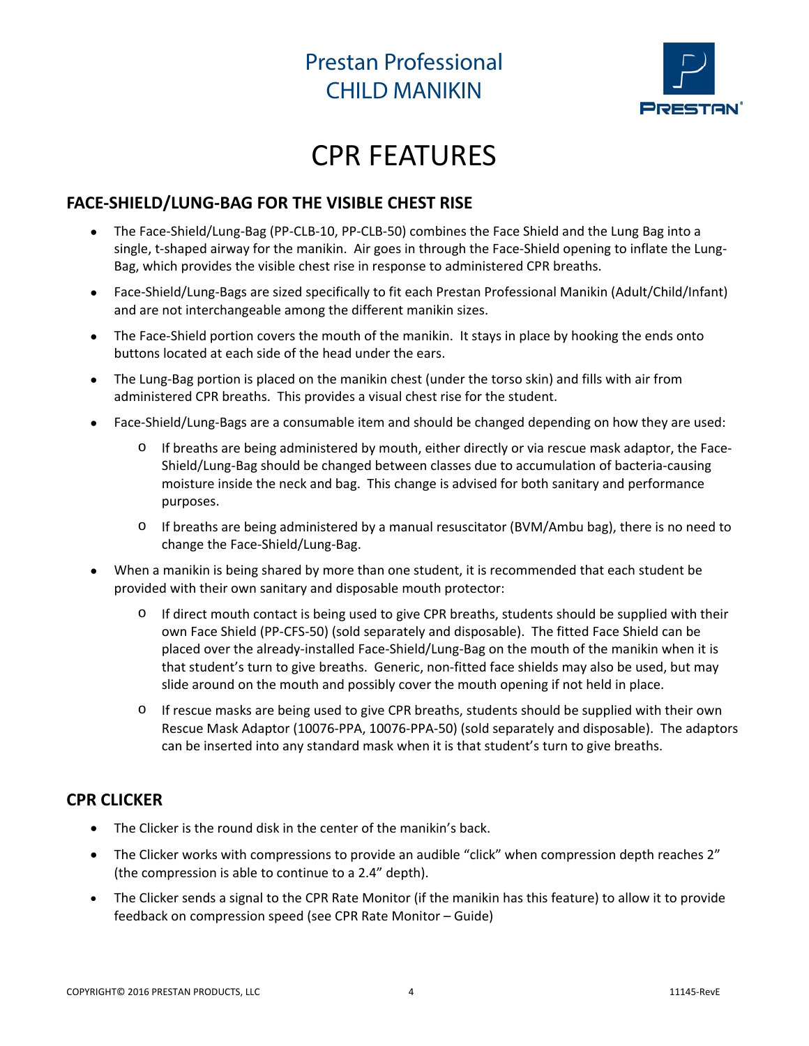# Prestan Professional CHILD MANIKIN

# CPR FEATURES

## FACE-SHIELD/LUNG-BAG FOR THE VISIBLE CHEST RISE

- The Face-Shield/Lung-Bag (PP-CLB-10, PP-CLB-50) combines the Face Shield and the Lung Bag into a single, t-shaped airway for the manikin. Air goes in through the Face-Shield opening to inflate the Lung-Bag, which provides the visible chest rise in response to administered CPR breaths.
- Face-Shield/Lung-Bags are sized specifically to fit each Prestan Professional Manikin (Adult/Child/Infant) and are not interchangeable among the different manikin sizes.
- The Face-Shield portion covers the mouth of the manikin. It stays in place by hooking the ends onto buttons located at each side of the head under the ears.
- The Lung-Bag portion is placed on the manikin chest (under the torso skin) and fills with air from administered CPR breaths. This provides a visual chest rise for the student.
- Face-Shield/Lung-Bags are a consumable item and should be changed depending on how they are used:
  - If breaths are being administered by mouth, either directly or via rescue mask adaptor, the Face-Shield/Lung-Bag should be changed between classes due to accumulation of bacteria-causing moisture inside the neck and bag. This change is advised for both sanitary and performance purposes.
  - If breaths are being administered by a manual resuscitator (BVM/Ambu bag), there is no need to change the Face-Shield/Lung-Bag.
- When a manikin is being shared by more than one student, it is recommended that each student be provided with their own sanitary and disposable mouth protector:
  - If direct mouth contact is being used to give CPR breaths, students should be supplied with their own Face Shield (PP-CFS-50) (sold separately and disposable). The fitted Face Shield can be placed over the already-installed Face-Shield/Lung-Bag on the mouth of the manikin when it is that student's turn to give breaths. Generic, non-fitted face shields may also be used, but may slide around on the mouth and possibly cover the mouth opening if not held in place.
  - If rescue masks are being used to give CPR breaths, students should be supplied with their own Rescue Mask Adaptor (10076-PPA, 10076-PPA-50) (sold separately and disposable). The adaptors can be inserted into any standard mask when it is that student's turn to give breaths.

## CPR CLICKER

- The Clicker is the round disk in the center of the manikin's back.
- The Clicker works with compressions to provide an audible "click" when compression depth reaches 2" (the compression is able to continue to a 2.4" depth).
- The Clicker sends a signal to the CPR Rate Monitor (if the manikin has this feature) to allow it to provide feedback on compression speed (see CPR Rate Monitor – Guide)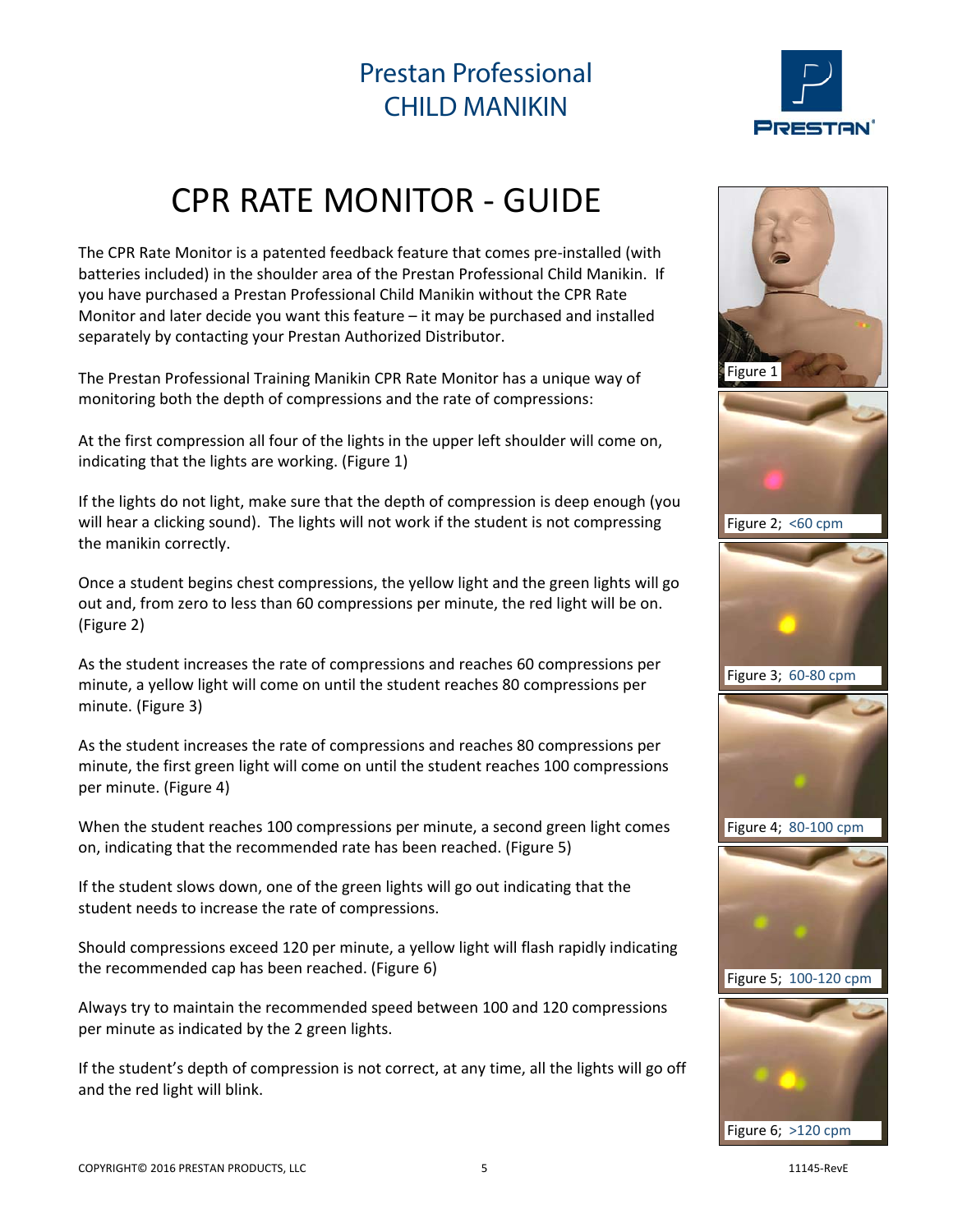# Prestan Professional CHILD MANIKIN

# CPR RATE MONITOR - GUIDE

The CPR Rate Monitor is a patented feedback feature that comes pre-installed (with batteries included) in the shoulder area of the Prestan Professional Child Manikin. If you have purchased a Prestan Professional Child Manikin without the CPR Rate Monitor and later decide you want this feature – it may be purchased and installed separately by contacting your Prestan Authorized Distributor.

The Prestan Professional Training Manikin CPR Rate Monitor has a unique way of monitoring both the depth of compressions and the rate of compressions:

At the first compression all four of the lights in the upper left shoulder will come on, indicating that the lights are working. (Figure 1)

If the lights do not light, make sure that the depth of compression is deep enough (you will hear a clicking sound). The lights will not work if the student is not compressing the manikin correctly.

Once a student begins chest compressions, the yellow light and the green lights will go out and, from zero to less than 60 compressions per minute, the red light will be on. (Figure 2)

As the student increases the rate of compressions and reaches 60 compressions per minute, a yellow light will come on until the student reaches 80 compressions per minute. (Figure 3)

As the student increases the rate of compressions and reaches 80 compressions per minute, the first green light will come on until the student reaches 100 compressions per minute. (Figure 4)

When the student reaches 100 compressions per minute, a second green light comes on, indicating that the recommended rate has been reached. (Figure 5)

If the student slows down, one of the green lights will go out indicating that the student needs to increase the rate of compressions.

Should compressions exceed 120 per minute, a yellow light will flash rapidly indicating the recommended cap has been reached. (Figure 6)

Always try to maintain the recommended speed between 100 and 120 compressions per minute as indicated by the 2 green lights.

If the student's depth of compression is not correct, at any time, all the lights will go off and the red light will blink.

Figure 1

Figure 2; <60 cpm

Figure 3; 60-80 cpm

Figure 4; 80-100 cpm

Figure 5; 100-120 cpm

Figure 6; >120 cpm

COPYRIGHT© 2016 PRESTAN PRODUCTS, LLC

11145-RevE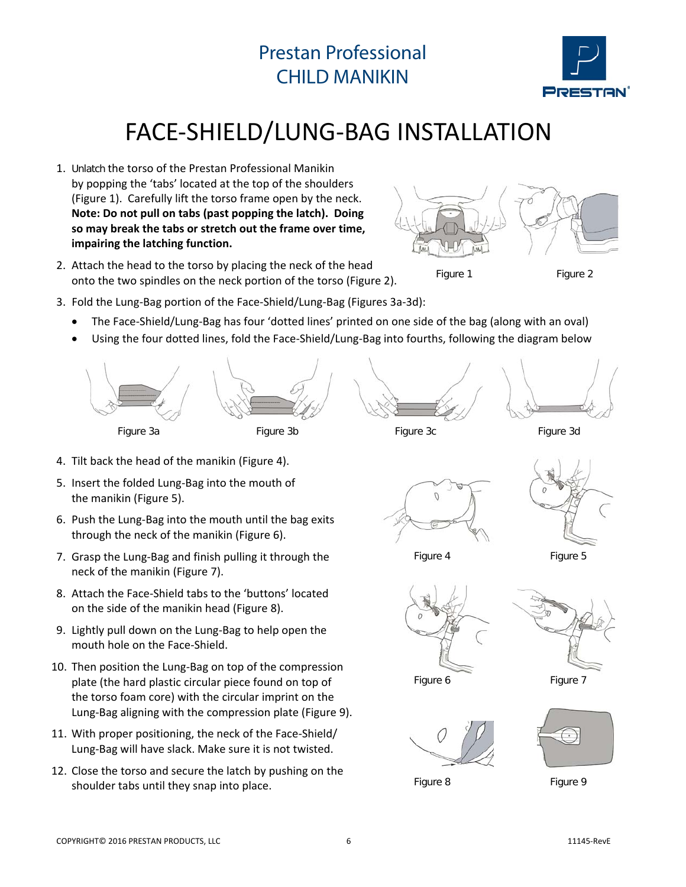Prestan Professional
CHILD MANIKIN

# FACE-SHIELD/LUNG-BAG INSTALLATION

1. Unlatch the torso of the Prestan Professional Manikin by popping the 'tabs' located at the top of the shoulders (Figure 1). Carefully lift the torso frame open by the neck. **Note: Do not pull on tabs (past popping the latch). Doing so may break the tabs or stretch out the frame over time, impairing the latching function.**
2. Attach the head to the torso by placing the neck of the head onto the two spindles on the neck portion of the torso (Figure 2).

Figure 1

Figure 2

3. Fold the Lung-Bag portion of the Face-Shield/Lung-Bag (Figures 3a-3d):
   - The Face-Shield/Lung-Bag has four 'dotted lines' printed on one side of the bag (along with an oval)
   - Using the four dotted lines, fold the Face-Shield/Lung-Bag into fourths, following the diagram below

Figure 3a

Figure 3b

Figure 3c

Figure 3d

4. Tilt back the head of the manikin (Figure 4).
5. Insert the folded Lung-Bag into the mouth of the manikin (Figure 5).
6. Push the Lung-Bag into the mouth until the bag exits through the neck of the manikin (Figure 6).
7. Grasp the Lung-Bag and finish pulling it through the neck of the manikin (Figure 7).
8. Attach the Face-Shield tabs to the 'buttons' located on the side of the manikin head (Figure 8).
9. Lightly pull down on the Lung-Bag to help open the mouth hole on the Face-Shield.
10. Then position the Lung-Bag on top of the compression plate (the hard plastic circular piece found on top of the torso foam core) with the circular imprint on the Lung-Bag aligning with the compression plate (Figure 9).
11. With proper positioning, the neck of the Face-Shield/Lung-Bag will have slack. Make sure it is not twisted.
12. Close the torso and secure the latch by pushing on the shoulder tabs until they snap into place.

Figure 4

Figure 5

Figure 6

Figure 7

Figure 8

Figure 9

COPYRIGHT© 2016 PRESTAN PRODUCTS, LLC

11145-RevE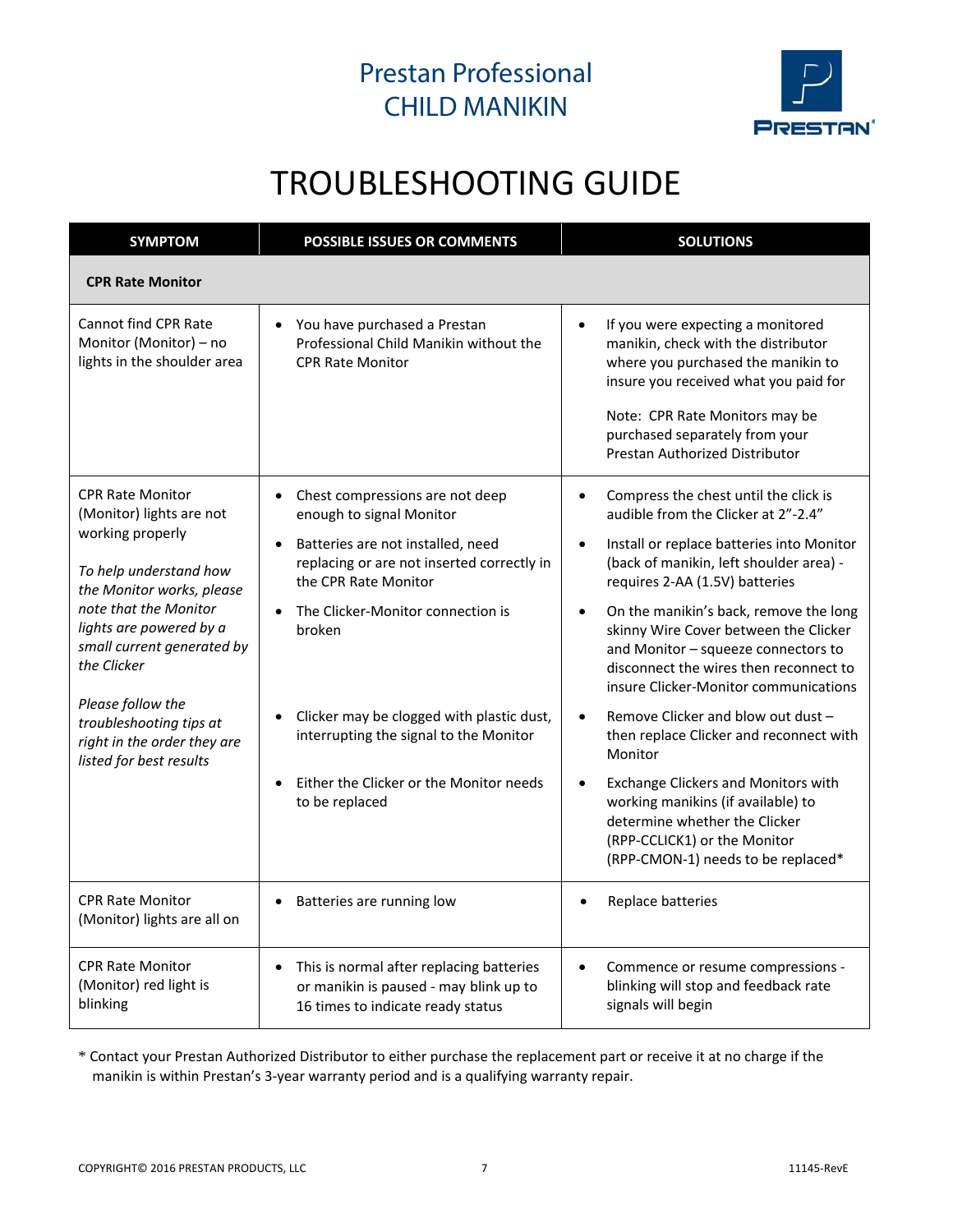# Prestan Professional CHILD MANIKIN

## TROUBLESHOOTING GUIDE

| SYMPTOM | POSSIBLE ISSUES OR COMMENTS | SOLUTIONS |
|---|---|---|
| **CPR Rate Monitor** | | |
| Cannot find CPR Rate Monitor (Monitor) – no lights in the shoulder area | • You have purchased a Prestan Professional Child Manikin without the CPR Rate Monitor | • If you were expecting a monitored manikin, check with the distributor where you purchased the manikin to insure you received what you paid for<br><br>Note: CPR Rate Monitors may be purchased separately from your Prestan Authorized Distributor |
| CPR Rate Monitor (Monitor) lights are not working properly<br><br>*To help understand how the Monitor works, please note that the Monitor lights are powered by a small current generated by the Clicker*<br><br>*Please follow the troubleshooting tips at right in the order they are listed for best results* | • Chest compressions are not deep enough to signal Monitor<br>• Batteries are not installed, need replacing or are not inserted correctly in the CPR Rate Monitor<br>• The Clicker-Monitor connection is broken<br>• Clicker may be clogged with plastic dust, interrupting the signal to the Monitor<br>• Either the Clicker or the Monitor needs to be replaced | • Compress the chest until the click is audible from the Clicker at 2”-2.4”<br>• Install or replace batteries into Monitor (back of manikin, left shoulder area) - requires 2-AA (1.5V) batteries<br>• On the manikin’s back, remove the long skinny Wire Cover between the Clicker and Monitor – squeeze connectors to disconnect the wires then reconnect to insure Clicker-Monitor communications<br>• Remove Clicker and blow out dust – then replace Clicker and reconnect with Monitor<br>• Exchange Clickers and Monitors with working manikins (if available) to determine whether the Clicker (RPP-CCLICK1) or the Monitor (RPP-CMON-1) needs to be replaced* |
| CPR Rate Monitor (Monitor) lights are all on | • Batteries are running low | • Replace batteries |
| CPR Rate Monitor (Monitor) red light is blinking | • This is normal after replacing batteries or manikin is paused - may blink up to 16 times to indicate ready status | • Commence or resume compressions - blinking will stop and feedback rate signals will begin |

* Contact your Prestan Authorized Distributor to either purchase the replacement part or receive it at no charge if the manikin is within Prestan’s 3-year warranty period and is a qualifying warranty repair.

COPYRIGHT© 2016 PRESTAN PRODUCTS, LLC 11145-RevE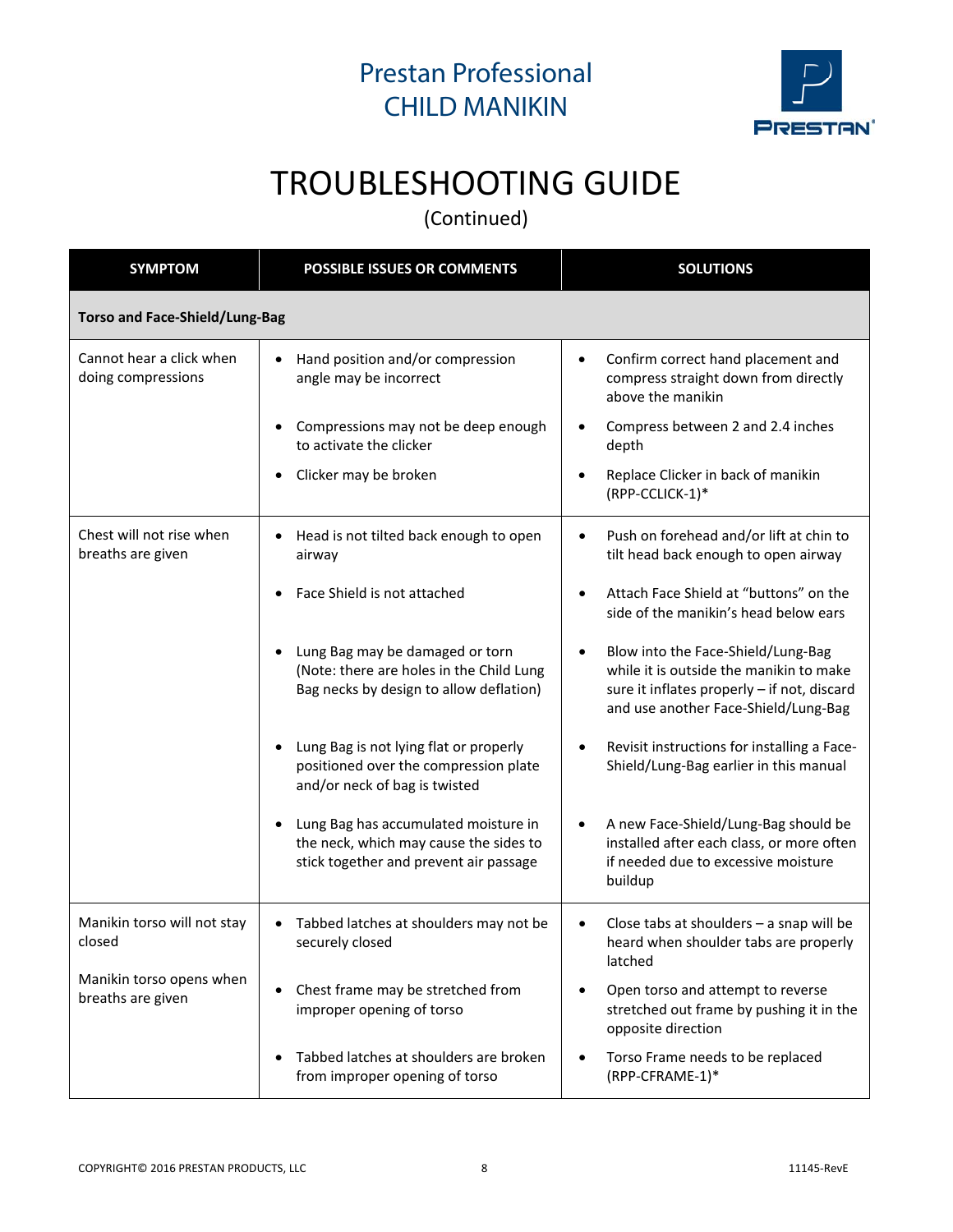# Prestan Professional CHILD MANIKIN

## TROUBLESHOOTING GUIDE

(Continued)

| SYMPTOM | POSSIBLE ISSUES OR COMMENTS | SOLUTIONS |
|---|---|---|
| **Torso and Face-Shield/Lung-Bag** | | |
| Cannot hear a click when doing compressions | • Hand position and/or compression angle may be incorrect<br>• Compressions may not be deep enough to activate the clicker<br>• Clicker may be broken | • Confirm correct hand placement and compress straight down from directly above the manikin<br>• Compress between 2 and 2.4 inches depth<br>• Replace Clicker in back of manikin (RPP-CCLICK-1)* |
| Chest will not rise when breaths are given | • Head is not tilted back enough to open airway<br>• Face Shield is not attached<br>• Lung Bag may be damaged or torn (Note: there are holes in the Child Lung Bag necks by design to allow deflation)<br>• Lung Bag is not lying flat or properly positioned over the compression plate and/or neck of bag is twisted<br>• Lung Bag has accumulated moisture in the neck, which may cause the sides to stick together and prevent air passage | • Push on forehead and/or lift at chin to tilt head back enough to open airway<br>• Attach Face Shield at "buttons" on the side of the manikin's head below ears<br>• Blow into the Face-Shield/Lung-Bag while it is outside the manikin to make sure it inflates properly – if not, discard and use another Face-Shield/Lung-Bag<br>• Revisit instructions for installing a Face-Shield/Lung-Bag earlier in this manual<br>• A new Face-Shield/Lung-Bag should be installed after each class, or more often if needed due to excessive moisture buildup |
| Manikin torso will not stay closed<br><br>Manikin torso opens when breaths are given | • Tabbed latches at shoulders may not be securely closed<br>• Chest frame may be stretched from improper opening of torso<br>• Tabbed latches at shoulders are broken from improper opening of torso | • Close tabs at shoulders – a snap will be heard when shoulder tabs are properly latched<br>• Open torso and attempt to reverse stretched out frame by pushing it in the opposite direction<br>• Torso Frame needs to be replaced (RPP-CFRAME-1)* |

COPYRIGHT© 2016 PRESTAN PRODUCTS, LLC 11145-RevE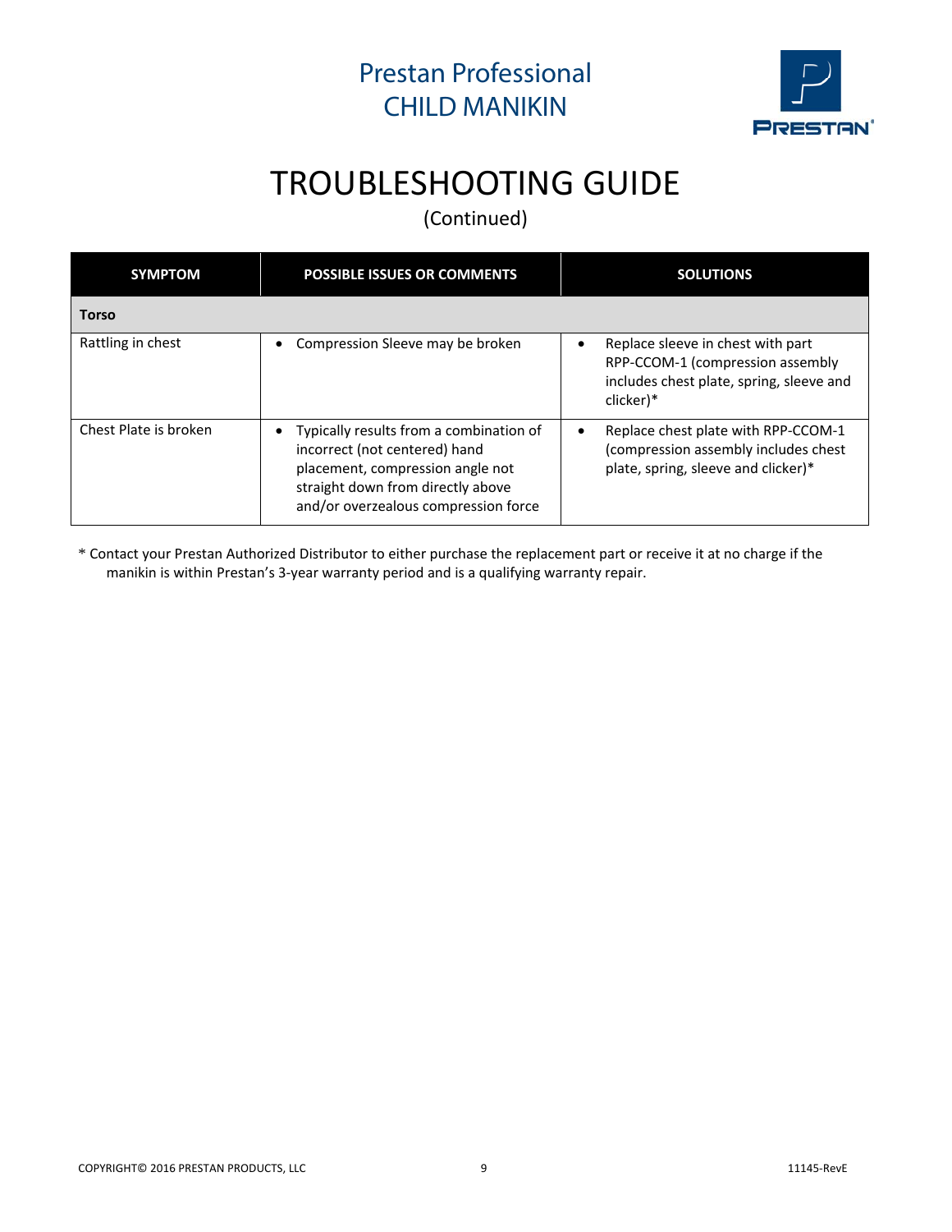# Prestan Professional CHILD MANIKIN

## TROUBLESHOOTING GUIDE

(Continued)

| SYMPTOM | POSSIBLE ISSUES OR COMMENTS | SOLUTIONS |
|---|---|---|
| **Torso** | | |
| Rattling in chest | • Compression Sleeve may be broken | • Replace sleeve in chest with part RPP-CCOM-1 (compression assembly includes chest plate, spring, sleeve and clicker)* |
| Chest Plate is broken | • Typically results from a combination of incorrect (not centered) hand placement, compression angle not straight down from directly above and/or overzealous compression force | • Replace chest plate with RPP-CCOM-1 (compression assembly includes chest plate, spring, sleeve and clicker)* |

* Contact your Prestan Authorized Distributor to either purchase the replacement part or receive it at no charge if the manikin is within Prestan's 3-year warranty period and is a qualifying warranty repair.

COPYRIGHT© 2016 PRESTAN PRODUCTS, LLC

11145-RevE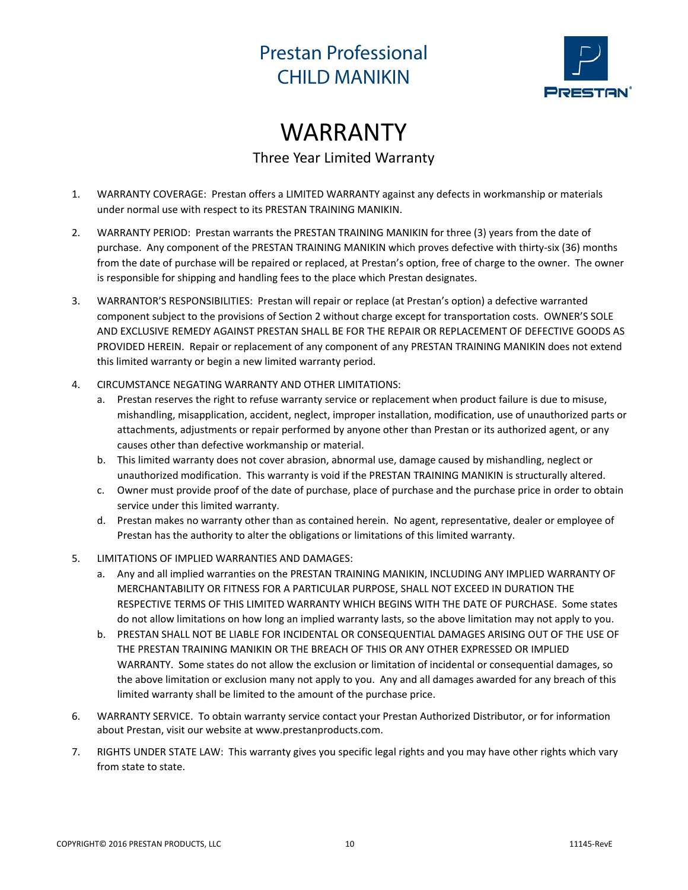# Prestan Professional CHILD MANIKIN

PRESTAN®

# WARRANTY

## Three Year Limited Warranty

1. WARRANTY COVERAGE: Prestan offers a LIMITED WARRANTY against any defects in workmanship or materials under normal use with respect to its PRESTAN TRAINING MANIKIN.

2. WARRANTY PERIOD: Prestan warrants the PRESTAN TRAINING MANIKIN for three (3) years from the date of purchase. Any component of the PRESTAN TRAINING MANIKIN which proves defective with thirty-six (36) months from the date of purchase will be repaired or replaced, at Prestan's option, free of charge to the owner. The owner is responsible for shipping and handling fees to the place which Prestan designates.

3. WARRANTOR'S RESPONSIBILITIES: Prestan will repair or replace (at Prestan's option) a defective warranted component subject to the provisions of Section 2 without charge except for transportation costs. OWNER'S SOLE AND EXCLUSIVE REMEDY AGAINST PRESTAN SHALL BE FOR THE REPAIR OR REPLACEMENT OF DEFECTIVE GOODS AS PROVIDED HEREIN. Repair or replacement of any component of any PRESTAN TRAINING MANIKIN does not extend this limited warranty or begin a new limited warranty period.

4. CIRCUMSTANCE NEGATING WARRANTY AND OTHER LIMITATIONS:
   a. Prestan reserves the right to refuse warranty service or replacement when product failure is due to misuse, mishandling, misapplication, accident, neglect, improper installation, modification, use of unauthorized parts or attachments, adjustments or repair performed by anyone other than Prestan or its authorized agent, or any causes other than defective workmanship or material.
   b. This limited warranty does not cover abrasion, abnormal use, damage caused by mishandling, neglect or unauthorized modification. This warranty is void if the PRESTAN TRAINING MANIKIN is structurally altered.
   c. Owner must provide proof of the date of purchase, place of purchase and the purchase price in order to obtain service under this limited warranty.
   d. Prestan makes no warranty other than as contained herein. No agent, representative, dealer or employee of Prestan has the authority to alter the obligations or limitations of this limited warranty.

5. LIMITATIONS OF IMPLIED WARRANTIES AND DAMAGES:
   a. Any and all implied warranties on the PRESTAN TRAINING MANIKIN, INCLUDING ANY IMPLIED WARRANTY OF MERCHANTABILITY OR FITNESS FOR A PARTICULAR PURPOSE, SHALL NOT EXCEED IN DURATION THE RESPECTIVE TERMS OF THIS LIMITED WARRANTY WHICH BEGINS WITH THE DATE OF PURCHASE. Some states do not allow limitations on how long an implied warranty lasts, so the above limitation may not apply to you.
   b. PRESTAN SHALL NOT BE LIABLE FOR INCIDENTAL OR CONSEQUENTIAL DAMAGES ARISING OUT OF THE USE OF THE PRESTAN TRAINING MANIKIN OR THE BREACH OF THIS OR ANY OTHER EXPRESSED OR IMPLIED WARRANTY. Some states do not allow the exclusion or limitation of incidental or consequential damages, so the above limitation or exclusion many not apply to you. Any and all damages awarded for any breach of this limited warranty shall be limited to the amount of the purchase price.

6. WARRANTY SERVICE. To obtain warranty service contact your Prestan Authorized Distributor, or for information about Prestan, visit our website at www.prestanproducts.com.

7. RIGHTS UNDER STATE LAW: This warranty gives you specific legal rights and you may have other rights which vary from state to state.

COPYRIGHT© 2016 PRESTAN PRODUCTS, LLC 11145-RevE